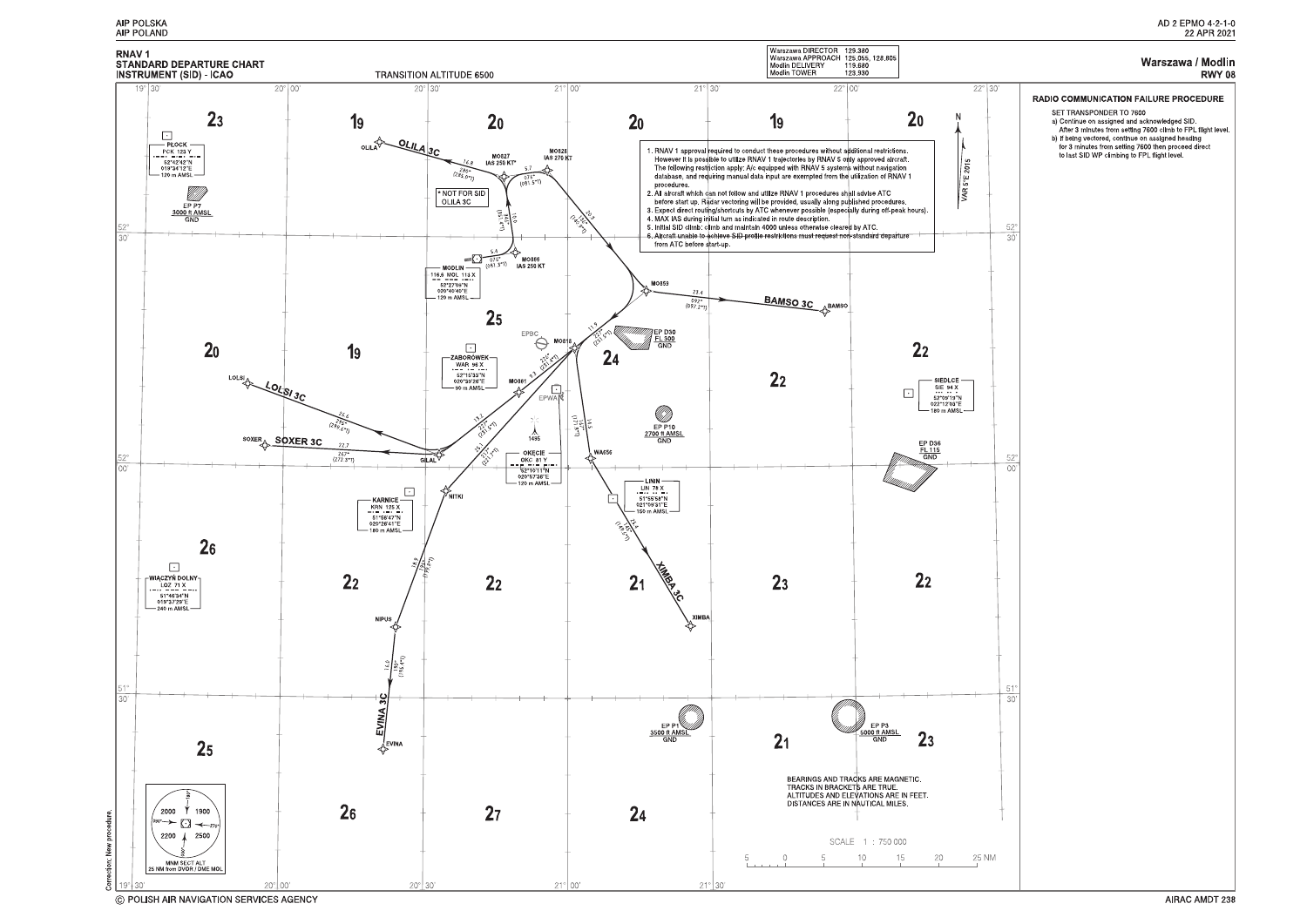# RNAV 1 STANDARD DEPARTURE CHART INSTRUMENT (SID) - ICAO

TRANSITION ALTITUDE 6500

| | |
|---|---|
| Warszawa DIRECTOR | 129.380 |
| Warszawa APPROACH | 125.055, 128.805 |
| Modlin DELIVERY | 119.680 |
| Modlin TOWER | 128.930 |

## Warszawa / Modlin
## RWY 08

### RADIO COMMUNICATION FAILURE PROCEDURE

SET TRANSPONDER TO 7600

a) Continue on assigned and acknowledged SID. After 3 minutes from setting 7600 climb to FPL flight level.

b) If being vectored, continue on assigned heading for 3 minutes from setting 7600 then proceed direct to last SID WP climbing to FPL flight level.

1. RNAV 1 approval required to conduct these procedures without additional restrictions. However it is possible to utilize RNAV 1 trajectories by RNAV 5 only approved aircraft. The following restriction apply: A/c equipped with RNAV 5 systems without navigation database, and requiring manual data input are exempted from the utilization of RNAV 1 procedures.
2. All aircraft which can not follow and utilize RNAV 1 procedures shall advise ATC before start up. Radar vectoring will be provided, usually along published procedures.
3. Expect direct routing/shortcuts by ATC whenever possible (especially during off-peak hours).
4. MAX IAS during initial turn as indicated in route description.
5. Initial SID climb: climb and maintain 4000 unless otherwise cleared by ATC.
6. Aircraft unable to achieve SID profile restrictions must request non-standard departure from ATC before start-up.

VAR 5°E 2015

MODLIN 116.6 MOL 113 X, 52°27'04"N 020°40'40"E, 120 m AMSL

PŁOCK PCK 123 Y, 52°42'42"N 019°34'12"E, 120 m AMSL

ZABORÓWEK WAR 96 X, 52°15'33"N 020°39'26"E, 90 m AMSL

OKECIE OKC 81 Y, 52°10'11"N 020°57'36"E, 120 m AMSL

LININ LIN 78 X, 51°55'58"N 021°09'31"E, 150 m AMSL

KARNICE KRN 125 X, 51°56'47"N 020°26'41"E, 180 m AMSL

SIEDLCE SIE 94 X, 52°09'19"N 022°12'03"E, 180 m AMSL

WIĄCZYŃ DOLNY LOZ 71 X, 51°46'34"N 019°37'29"E, 240 m AMSL

EP P7 3000 ft AMSL GND

EP D30 FL 300 GND

EP P10 2700 ft AMSL GND

EP D36 FL 115 GND

EP P1 3500 ft AMSL GND

EP P3 5000 ft AMSL GND

MO866 IAS 250 KT

MO827 IAS 250 KT*

MO828 IAS 270 KT

* NOT FOR SID OLILA 3C

SIDs: OLILA 3C, BAMSO 3C, LOLSI 3C, SOXER 3C, XIMBA 3C, EVINA 3C

Waypoints: OLILA, MO827, MO828, MO866, MO859, BAMSO, MO818, MO861, GILAL, LOLSI, SOXER, NITKI, NIPUS, EVINA, WA656, XIMBA

BEARINGS AND TRACKS ARE MAGNETIC. TRACKS IN BRACKETS ARE TRUE. ALTITUDES AND ELEVATIONS ARE IN FEET. DISTANCES ARE IN NAUTICAL MILES.

SCALE 1 : 750 000

MNM SECT ALT 25 NM from DVOR / DME MOL: 2000, 1900, 2200, 2500

Correction: New procedure.

© POLISH AIR NAVIGATION SERVICES AGENCY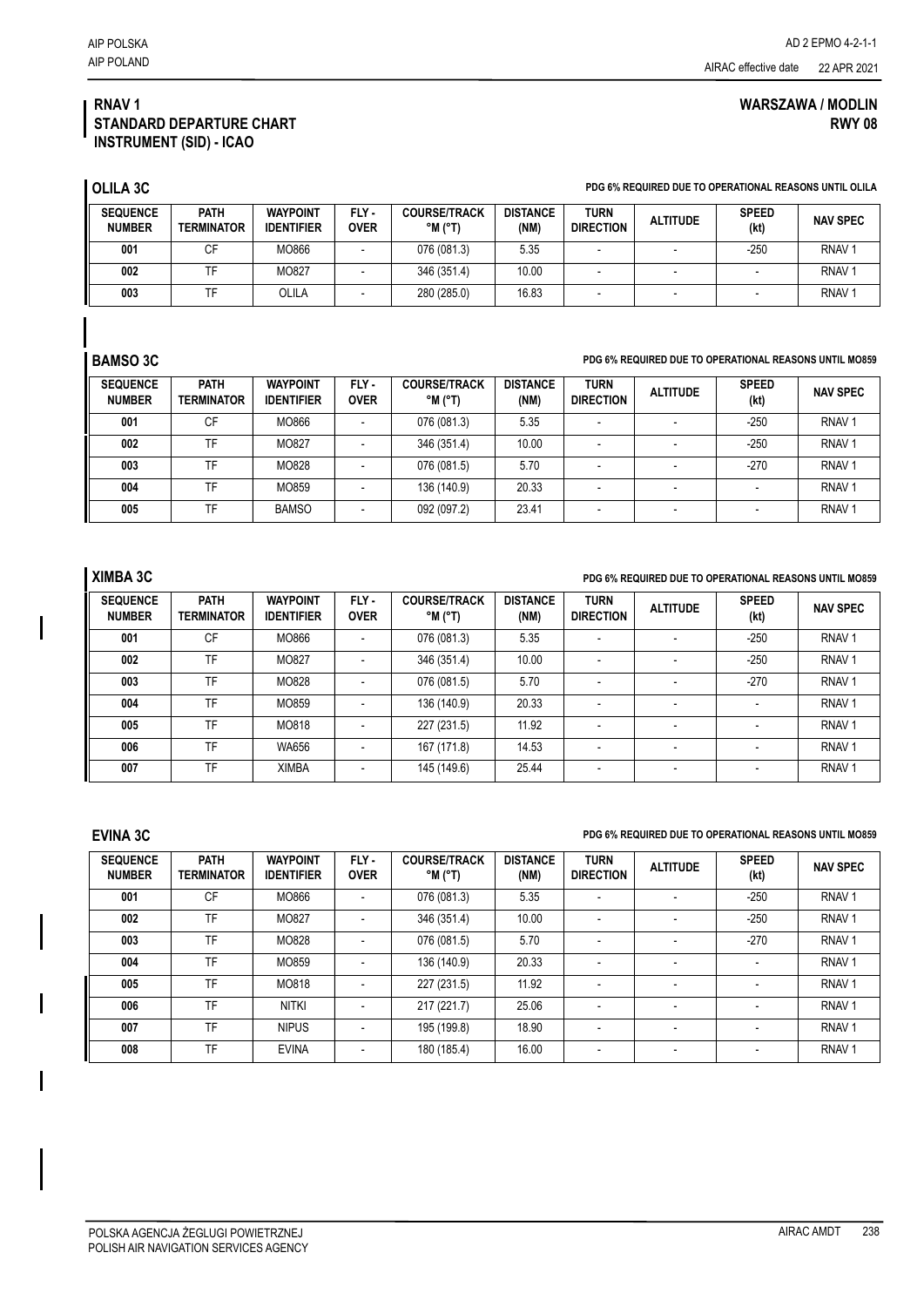# RNAV 1 STANDARD DEPARTURE CHART INSTRUMENT (SID) - ICAO

## WARSZAWA / MODLIN RWY 08

### OLILA 3C

**PDG 6% REQUIRED DUE TO OPERATIONAL REASONS UNTIL OLILA**

| SEQUENCE NUMBER | PATH TERMINATOR | WAYPOINT IDENTIFIER | FLY - OVER | COURSE/TRACK °M (°T) | DISTANCE (NM) | TURN DIRECTION | ALTITUDE | SPEED (kt) | NAV SPEC |
|---|---|---|---|---|---|---|---|---|---|
| 001 | CF | MO866 | - | 076 (081.3) | 5.35 | - | - | -250 | RNAV 1 |
| 002 | TF | MO827 | - | 346 (351.4) | 10.00 | - | - | - | RNAV 1 |
| 003 | TF | OLILA | - | 280 (285.0) | 16.83 | - | - | - | RNAV 1 |

### BAMSO 3C

**PDG 6% REQUIRED DUE TO OPERATIONAL REASONS UNTIL MO859**

| SEQUENCE NUMBER | PATH TERMINATOR | WAYPOINT IDENTIFIER | FLY - OVER | COURSE/TRACK °M (°T) | DISTANCE (NM) | TURN DIRECTION | ALTITUDE | SPEED (kt) | NAV SPEC |
|---|---|---|---|---|---|---|---|---|---|
| 001 | CF | MO866 | - | 076 (081.3) | 5.35 | - | - | -250 | RNAV 1 |
| 002 | TF | MO827 | - | 346 (351.4) | 10.00 | - | - | -250 | RNAV 1 |
| 003 | TF | MO828 | - | 076 (081.5) | 5.70 | - | - | -270 | RNAV 1 |
| 004 | TF | MO859 | - | 136 (140.9) | 20.33 | - | - | - | RNAV 1 |
| 005 | TF | BAMSO | - | 092 (097.2) | 23.41 | - | - | - | RNAV 1 |

### XIMBA 3C

**PDG 6% REQUIRED DUE TO OPERATIONAL REASONS UNTIL MO859**

| SEQUENCE NUMBER | PATH TERMINATOR | WAYPOINT IDENTIFIER | FLY - OVER | COURSE/TRACK °M (°T) | DISTANCE (NM) | TURN DIRECTION | ALTITUDE | SPEED (kt) | NAV SPEC |
|---|---|---|---|---|---|---|---|---|---|
| 001 | CF | MO866 | - | 076 (081.3) | 5.35 | - | - | -250 | RNAV 1 |
| 002 | TF | MO827 | - | 346 (351.4) | 10.00 | - | - | -250 | RNAV 1 |
| 003 | TF | MO828 | - | 076 (081.5) | 5.70 | - | - | -270 | RNAV 1 |
| 004 | TF | MO859 | - | 136 (140.9) | 20.33 | - | - | - | RNAV 1 |
| 005 | TF | MO818 | - | 227 (231.5) | 11.92 | - | - | - | RNAV 1 |
| 006 | TF | WA656 | - | 167 (171.8) | 14.53 | - | - | - | RNAV 1 |
| 007 | TF | XIMBA | - | 145 (149.6) | 25.44 | - | - | - | RNAV 1 |

### EVINA 3C

**PDG 6% REQUIRED DUE TO OPERATIONAL REASONS UNTIL MO859**

| SEQUENCE NUMBER | PATH TERMINATOR | WAYPOINT IDENTIFIER | FLY - OVER | COURSE/TRACK °M (°T) | DISTANCE (NM) | TURN DIRECTION | ALTITUDE | SPEED (kt) | NAV SPEC |
|---|---|---|---|---|---|---|---|---|---|
| 001 | CF | MO866 | - | 076 (081.3) | 5.35 | - | - | -250 | RNAV 1 |
| 002 | TF | MO827 | - | 346 (351.4) | 10.00 | - | - | -250 | RNAV 1 |
| 003 | TF | MO828 | - | 076 (081.5) | 5.70 | - | - | -270 | RNAV 1 |
| 004 | TF | MO859 | - | 136 (140.9) | 20.33 | - | - | - | RNAV 1 |
| 005 | TF | MO818 | - | 227 (231.5) | 11.92 | - | - | - | RNAV 1 |
| 006 | TF | NITKI | - | 217 (221.7) | 25.06 | - | - | - | RNAV 1 |
| 007 | TF | NIPUS | - | 195 (199.8) | 18.90 | - | - | - | RNAV 1 |
| 008 | TF | EVINA | - | 180 (185.4) | 16.00 | - | - | - | RNAV 1 |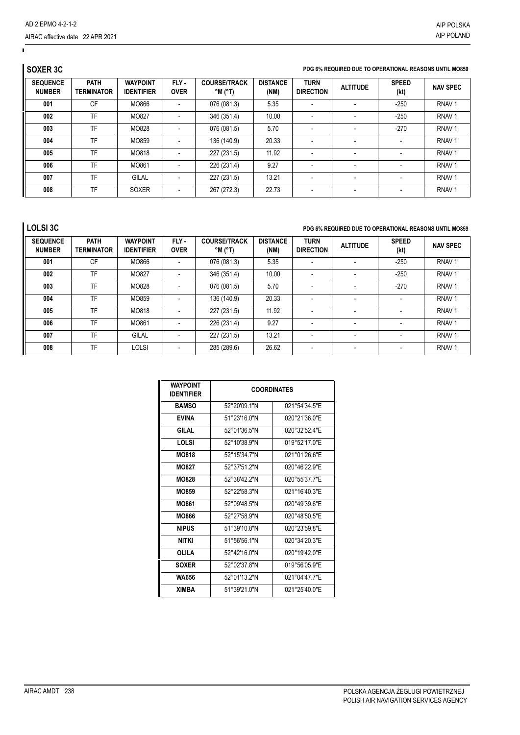## SOXER 3C

**PDG 6% REQUIRED DUE TO OPERATIONAL REASONS UNTIL MO859**

| SEQUENCE NUMBER | PATH TERMINATOR | WAYPOINT IDENTIFIER | FLY - OVER | COURSE/TRACK °M (°T) | DISTANCE (NM) | TURN DIRECTION | ALTITUDE | SPEED (kt) | NAV SPEC |
|---|---|---|---|---|---|---|---|---|---|
| 001 | CF | MO866 | - | 076 (081.3) | 5.35 | - | - | -250 | RNAV 1 |
| 002 | TF | MO827 | - | 346 (351.4) | 10.00 | - | - | -250 | RNAV 1 |
| 003 | TF | MO828 | - | 076 (081.5) | 5.70 | - | - | -270 | RNAV 1 |
| 004 | TF | MO859 | - | 136 (140.9) | 20.33 | - | - | - | RNAV 1 |
| 005 | TF | MO818 | - | 227 (231.5) | 11.92 | - | - | - | RNAV 1 |
| 006 | TF | MO861 | - | 226 (231.4) | 9.27 | - | - | - | RNAV 1 |
| 007 | TF | GILAL | - | 227 (231.5) | 13.21 | - | - | - | RNAV 1 |
| 008 | TF | SOXER | - | 267 (272.3) | 22.73 | - | - | - | RNAV 1 |

## LOLSI 3C

**PDG 6% REQUIRED DUE TO OPERATIONAL REASONS UNTIL MO859**

| SEQUENCE NUMBER | PATH TERMINATOR | WAYPOINT IDENTIFIER | FLY - OVER | COURSE/TRACK °M (°T) | DISTANCE (NM) | TURN DIRECTION | ALTITUDE | SPEED (kt) | NAV SPEC |
|---|---|---|---|---|---|---|---|---|---|
| 001 | CF | MO866 | - | 076 (081.3) | 5.35 | - | - | -250 | RNAV 1 |
| 002 | TF | MO827 | - | 346 (351.4) | 10.00 | - | - | -250 | RNAV 1 |
| 003 | TF | MO828 | - | 076 (081.5) | 5.70 | - | - | -270 | RNAV 1 |
| 004 | TF | MO859 | - | 136 (140.9) | 20.33 | - | - | - | RNAV 1 |
| 005 | TF | MO818 | - | 227 (231.5) | 11.92 | - | - | - | RNAV 1 |
| 006 | TF | MO861 | - | 226 (231.4) | 9.27 | - | - | - | RNAV 1 |
| 007 | TF | GILAL | - | 227 (231.5) | 13.21 | - | - | - | RNAV 1 |
| 008 | TF | LOLSI | - | 285 (289.6) | 26.62 | - | - | - | RNAV 1 |

| WAYPOINT IDENTIFIER | COORDINATES | |
|---|---|---|
| BAMSO | 52°20'09.1"N | 021°54'34.5"E |
| EVINA | 51°23'16.0"N | 020°21'36.0"E |
| GILAL | 52°01'36.5"N | 020°32'52.4"E |
| LOLSI | 52°10'38.9"N | 019°52'17.0"E |
| MO818 | 52°15'34.7"N | 021°01'26.6"E |
| MO827 | 52°37'51.2"N | 020°46'22.9"E |
| MO828 | 52°38'42.2"N | 020°55'37.7"E |
| MO859 | 52°22'58.3"N | 021°16'40.3"E |
| MO861 | 52°09'48.5"N | 020°49'39.6"E |
| MO866 | 52°27'58.9"N | 020°48'50.5"E |
| NIPUS | 51°39'10.8"N | 020°23'59.8"E |
| NITKI | 51°56'56.1"N | 020°34'20.3"E |
| OLILA | 52°42'16.0"N | 020°19'42.0"E |
| SOXER | 52°02'37.8"N | 019°56'05.9"E |
| WA656 | 52°01'13.2"N | 021°04'47.7"E |
| XIMBA | 51°39'21.0"N | 021°25'40.0"E |